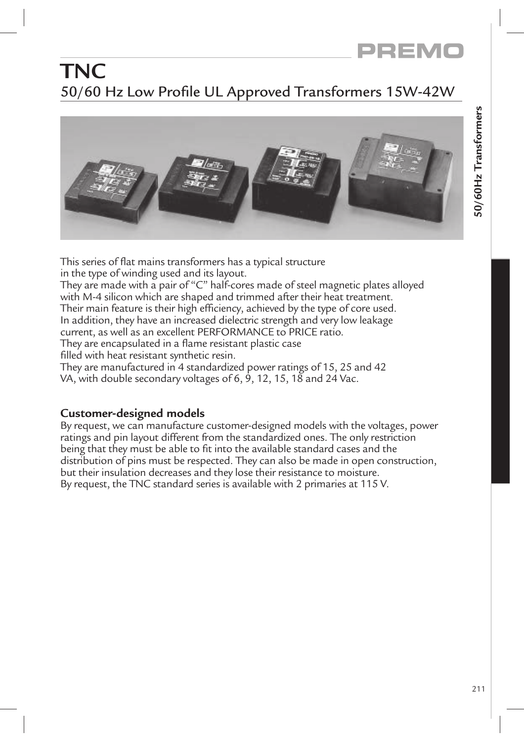# TNC

## 50/60 Hz Low Profile UL Approved Transformers 15W-42W

This series of flat mains transformers has a typical structure in the type of winding used and its layout.
They are made with a pair of "C" half-cores made of steel magnetic plates alloyed with M-4 silicon which are shaped and trimmed after their heat treatment.
Their main feature is their high efficiency, achieved by the type of core used.
In addition, they have an increased dielectric strength and very low leakage current, as well as an excellent PERFORMANCE to PRICE ratio.
They are encapsulated in a flame resistant plastic case filled with heat resistant synthetic resin.
They are manufactured in 4 standardized power ratings of 15, 25 and 42 VA, with double secondary voltages of 6, 9, 12, 15, 18 and 24 Vac.

### Customer-designed models

By request, we can manufacture customer-designed models with the voltages, power ratings and pin layout different from the standardized ones. The only restriction being that they must be able to fit into the available standard cases and the distribution of pins must be respected. They can also be made in open construction, but their insulation decreases and they lose their resistance to moisture.
By request, the TNC standard series is available with 2 primaries at 115 V.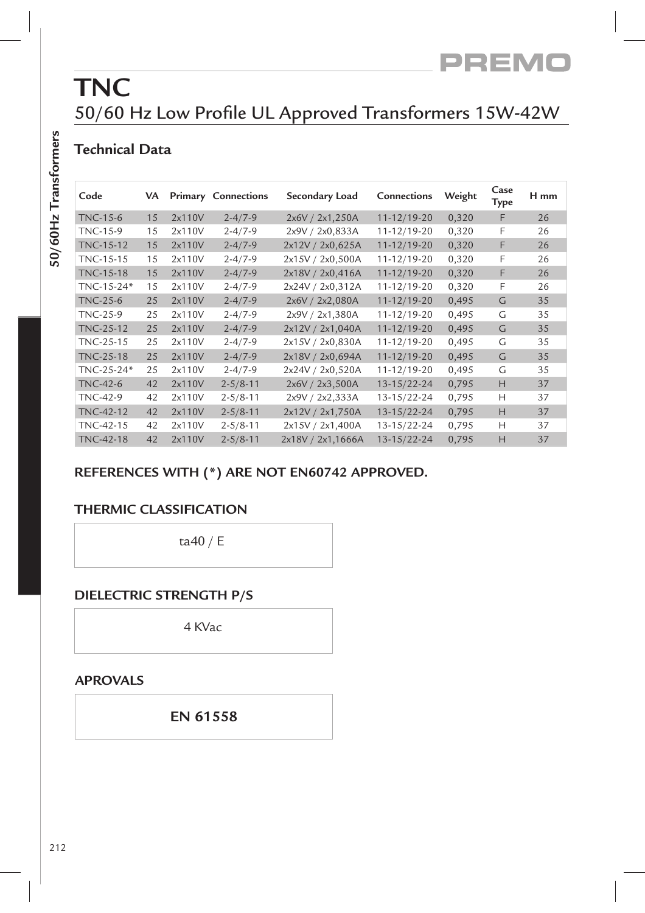# TNC

## 50/60 Hz Low Profile UL Approved Transformers 15W-42W

### Technical Data

| Code | VA | Primary | Connections | Secondary Load | Connections | Weight | Case Type | H mm |
|---|---|---|---|---|---|---|---|---|
| TNC-15-6 | 15 | 2x110V | 2-4/7-9 | 2x6V / 2x1,250A | 11-12/19-20 | 0,320 | F | 26 |
| TNC-15-9 | 15 | 2x110V | 2-4/7-9 | 2x9V / 2x0,833A | 11-12/19-20 | 0,320 | F | 26 |
| TNC-15-12 | 15 | 2x110V | 2-4/7-9 | 2x12V / 2x0,625A | 11-12/19-20 | 0,320 | F | 26 |
| TNC-15-15 | 15 | 2x110V | 2-4/7-9 | 2x15V / 2x0,500A | 11-12/19-20 | 0,320 | F | 26 |
| TNC-15-18 | 15 | 2x110V | 2-4/7-9 | 2x18V / 2x0,416A | 11-12/19-20 | 0,320 | F | 26 |
| TNC-15-24* | 15 | 2x110V | 2-4/7-9 | 2x24V / 2x0,312A | 11-12/19-20 | 0,320 | F | 26 |
| TNC-25-6 | 25 | 2x110V | 2-4/7-9 | 2x6V / 2x2,080A | 11-12/19-20 | 0,495 | G | 35 |
| TNC-25-9 | 25 | 2x110V | 2-4/7-9 | 2x9V / 2x1,380A | 11-12/19-20 | 0,495 | G | 35 |
| TNC-25-12 | 25 | 2x110V | 2-4/7-9 | 2x12V / 2x1,040A | 11-12/19-20 | 0,495 | G | 35 |
| TNC-25-15 | 25 | 2x110V | 2-4/7-9 | 2x15V / 2x0,830A | 11-12/19-20 | 0,495 | G | 35 |
| TNC-25-18 | 25 | 2x110V | 2-4/7-9 | 2x18V / 2x0,694A | 11-12/19-20 | 0,495 | G | 35 |
| TNC-25-24* | 25 | 2x110V | 2-4/7-9 | 2x24V / 2x0,520A | 11-12/19-20 | 0,495 | G | 35 |
| TNC-42-6 | 42 | 2x110V | 2-5/8-11 | 2x6V / 2x3,500A | 13-15/22-24 | 0,795 | H | 37 |
| TNC-42-9 | 42 | 2x110V | 2-5/8-11 | 2x9V / 2x2,333A | 13-15/22-24 | 0,795 | H | 37 |
| TNC-42-12 | 42 | 2x110V | 2-5/8-11 | 2x12V / 2x1,750A | 13-15/22-24 | 0,795 | H | 37 |
| TNC-42-15 | 42 | 2x110V | 2-5/8-11 | 2x15V / 2x1,400A | 13-15/22-24 | 0,795 | H | 37 |
| TNC-42-18 | 42 | 2x110V | 2-5/8-11 | 2x18V / 2x1,1666A | 13-15/22-24 | 0,795 | H | 37 |

**REFERENCES WITH (*) ARE NOT EN60742 APPROVED.**

### THERMIC CLASSIFICATION

ta40 / E

### DIELECTRIC STRENGTH P/S

4 KVac

### APROVALS

**EN 61558**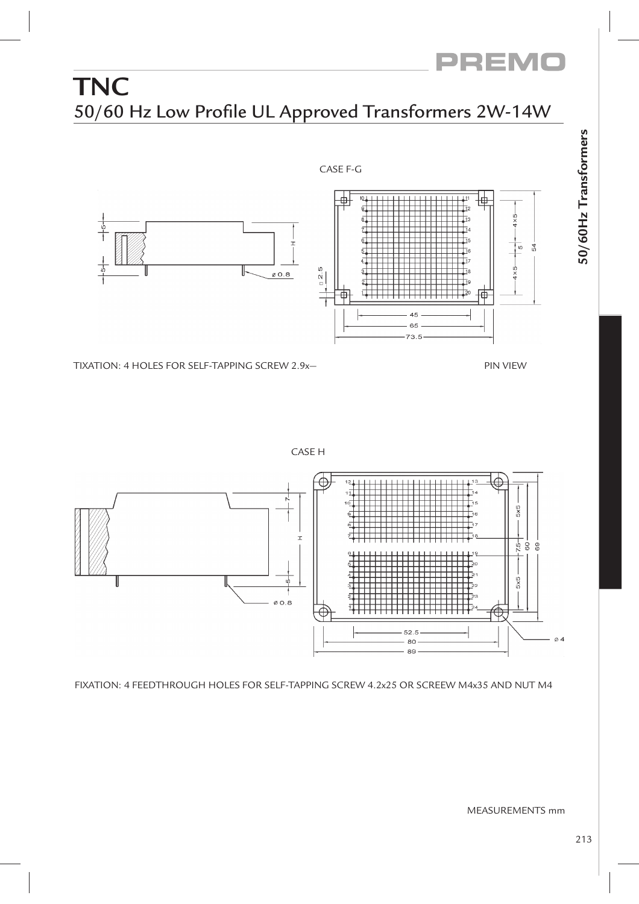# TNC

## 50/60 Hz Low Profile UL Approved Transformers 2W-14W

CASE F-G

TIXATION: 4 HOLES FOR SELF-TAPPING SCREW 2.9x–

PIN VIEW

CASE H

FIXATION: 4 FEEDTHROUGH HOLES FOR SELF-TAPPING SCREW 4.2x25 OR SCREEW M4x35 AND NUT M4

MEASUREMENTS mm